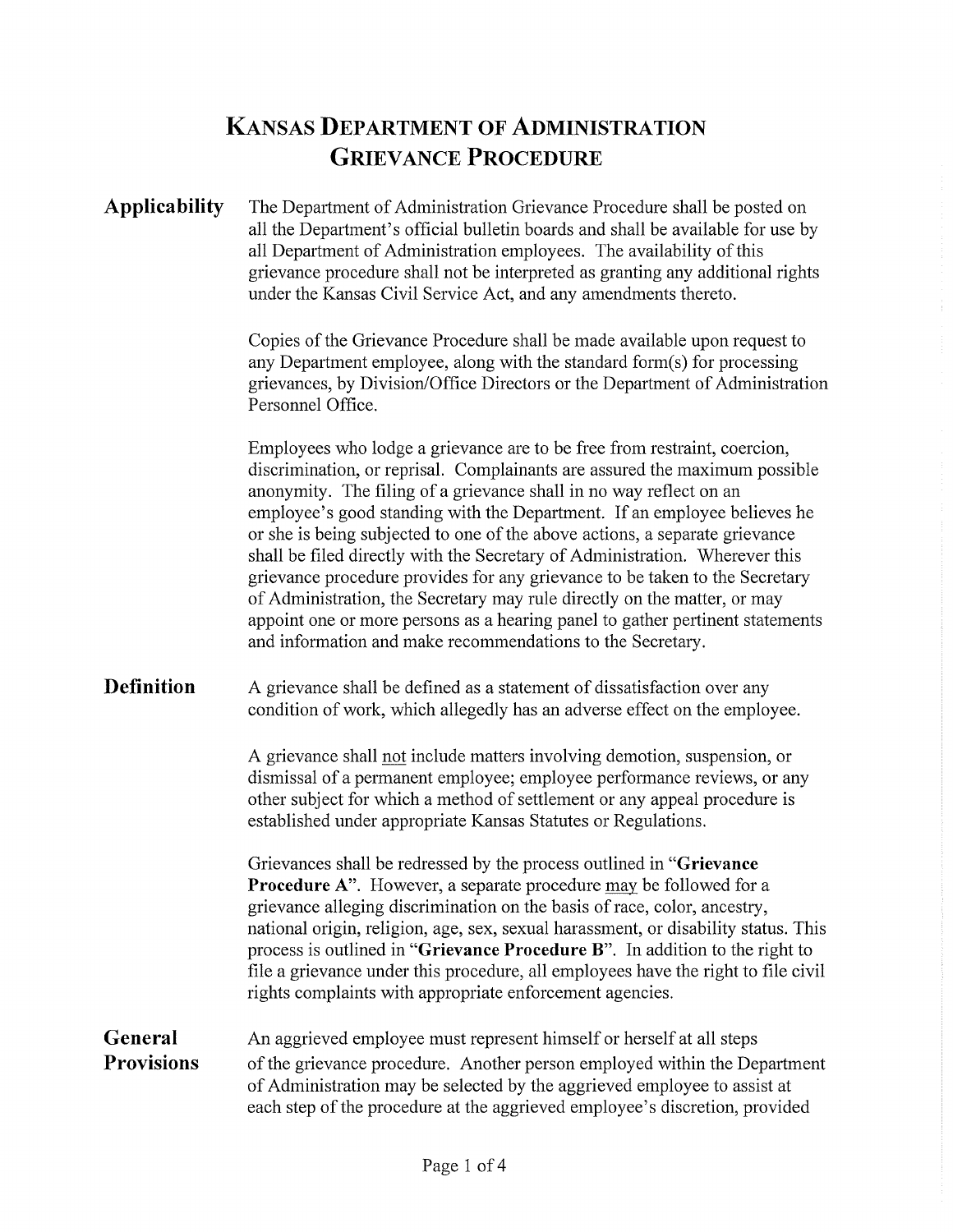# Kansas Department of Administration Grievance Procedure

## Applicability

The Department of Administration Grievance Procedure shall be posted on all the Department's official bulletin boards and shall be available for use by all Department of Administration employees. The availability of this grievance procedure shall not be interpreted as granting any additional rights under the Kansas Civil Service Act, and any amendments thereto.

Copies of the Grievance Procedure shall be made available upon request to any Department employee, along with the standard form(s) for processing grievances, by Division/Office Directors or the Department of Administration Personnel Office.

Employees who lodge a grievance are to be free from restraint, coercion, discrimination, or reprisal. Complainants are assured the maximum possible anonymity. The filing of a grievance shall in no way reflect on an employee's good standing with the Department. If an employee believes he or she is being subjected to one of the above actions, a separate grievance shall be filed directly with the Secretary of Administration. Wherever this grievance procedure provides for any grievance to be taken to the Secretary of Administration, the Secretary may rule directly on the matter, or may appoint one or more persons as a hearing panel to gather pertinent statements and information and make recommendations to the Secretary.

## Definition

A grievance shall be defined as a statement of dissatisfaction over any condition of work, which allegedly has an adverse effect on the employee.

A grievance shall not include matters involving demotion, suspension, or dismissal of a permanent employee; employee performance reviews, or any other subject for which a method of settlement or any appeal procedure is established under appropriate Kansas Statutes or Regulations.

Grievances shall be redressed by the process outlined in "**Grievance Procedure A**". However, a separate procedure may be followed for a grievance alleging discrimination on the basis of race, color, ancestry, national origin, religion, age, sex, sexual harassment, or disability status. This process is outlined in "**Grievance Procedure B**". In addition to the right to file a grievance under this procedure, all employees have the right to file civil rights complaints with appropriate enforcement agencies.

## General Provisions

An aggrieved employee must represent himself or herself at all steps of the grievance procedure. Another person employed within the Department of Administration may be selected by the aggrieved employee to assist at each step of the procedure at the aggrieved employee's discretion, provided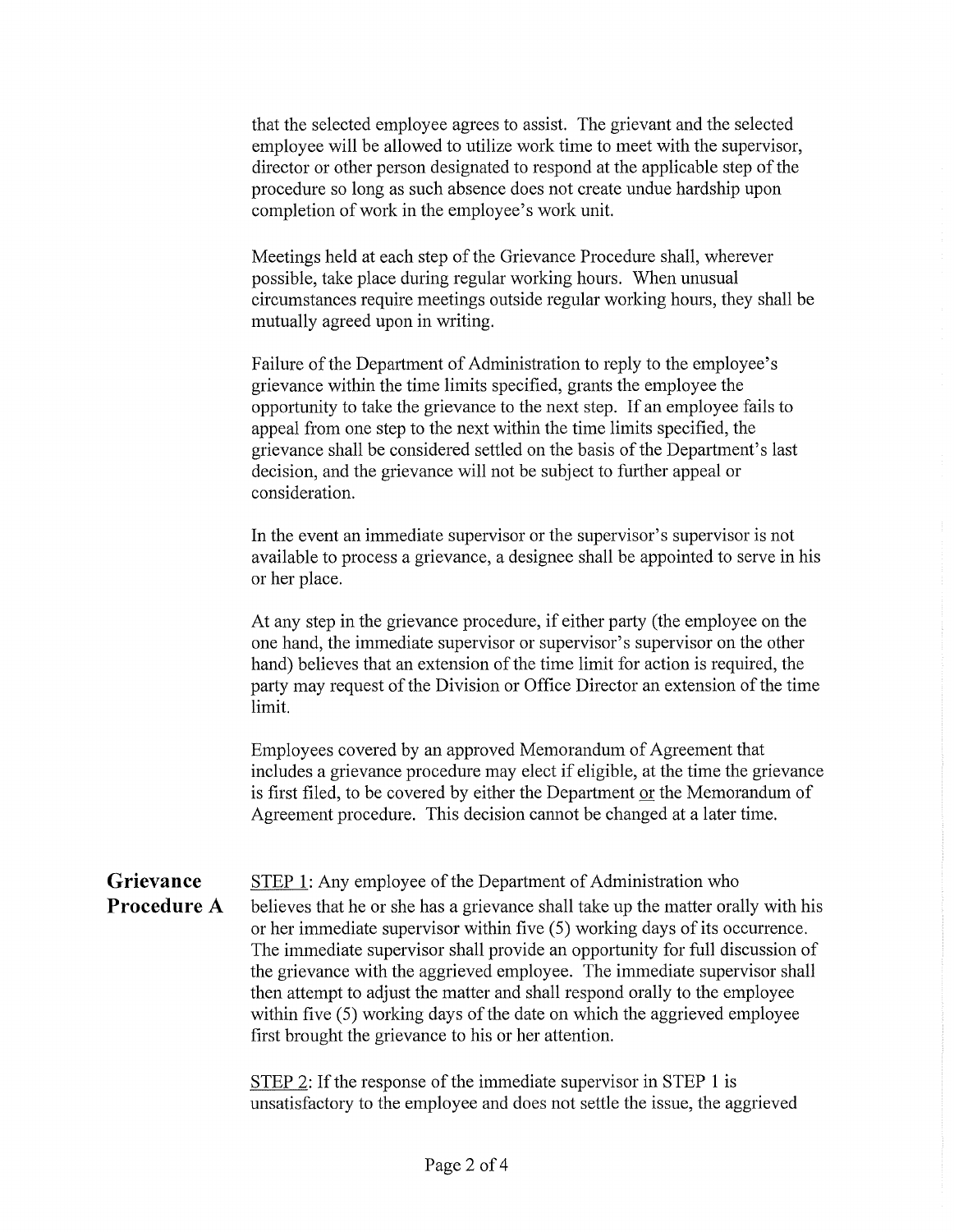that the selected employee agrees to assist. The grievant and the selected employee will be allowed to utilize work time to meet with the supervisor, director or other person designated to respond at the applicable step of the procedure so long as such absence does not create undue hardship upon completion of work in the employee's work unit.

Meetings held at each step of the Grievance Procedure shall, wherever possible, take place during regular working hours. When unusual circumstances require meetings outside regular working hours, they shall be mutually agreed upon in writing.

Failure of the Department of Administration to reply to the employee's grievance within the time limits specified, grants the employee the opportunity to take the grievance to the next step. If an employee fails to appeal from one step to the next within the time limits specified, the grievance shall be considered settled on the basis of the Department's last decision, and the grievance will not be subject to further appeal or consideration.

In the event an immediate supervisor or the supervisor's supervisor is not available to process a grievance, a designee shall be appointed to serve in his or her place.

At any step in the grievance procedure, if either party (the employee on the one hand, the immediate supervisor or supervisor's supervisor on the other hand) believes that an extension of the time limit for action is required, the party may request of the Division or Office Director an extension of the time limit.

Employees covered by an approved Memorandum of Agreement that includes a grievance procedure may elect if eligible, at the time the grievance is first filed, to be covered by either the Department <u>or</u> the Memorandum of Agreement procedure. This decision cannot be changed at a later time.

## Grievance Procedure A

<u>STEP 1</u>: Any employee of the Department of Administration who believes that he or she has a grievance shall take up the matter orally with his or her immediate supervisor within five (5) working days of its occurrence. The immediate supervisor shall provide an opportunity for full discussion of the grievance with the aggrieved employee. The immediate supervisor shall then attempt to adjust the matter and shall respond orally to the employee within five (5) working days of the date on which the aggrieved employee first brought the grievance to his or her attention.

<u>STEP 2</u>: If the response of the immediate supervisor in STEP 1 is unsatisfactory to the employee and does not settle the issue, the aggrieved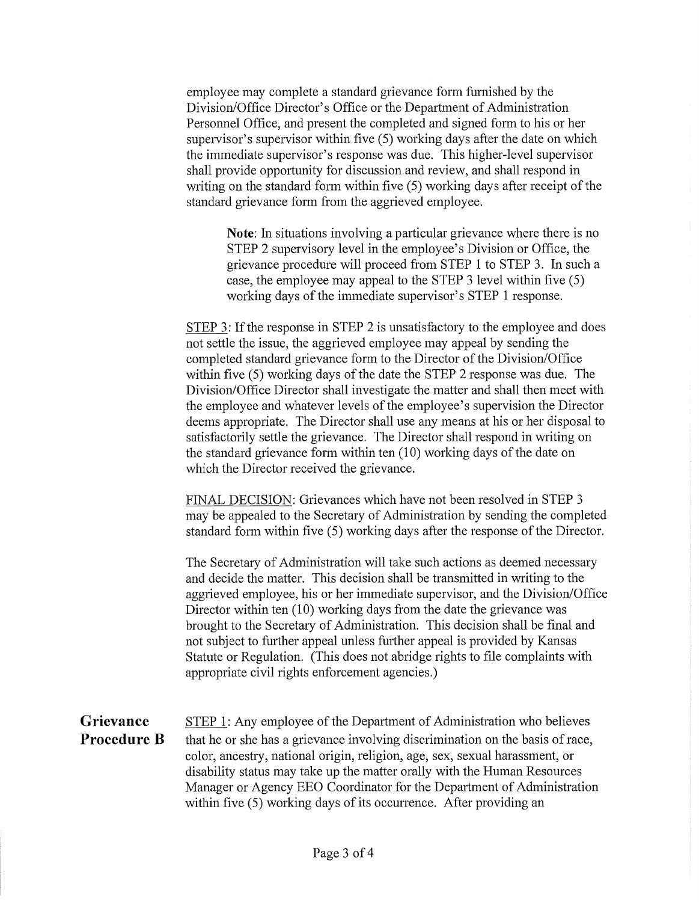employee may complete a standard grievance form furnished by the Division/Office Director's Office or the Department of Administration Personnel Office, and present the completed and signed form to his or her supervisor's supervisor within five (5) working days after the date on which the immediate supervisor's response was due. This higher-level supervisor shall provide opportunity for discussion and review, and shall respond in writing on the standard form within five (5) working days after receipt of the standard grievance form from the aggrieved employee.

> **Note**: In situations involving a particular grievance where there is no STEP 2 supervisory level in the employee's Division or Office, the grievance procedure will proceed from STEP 1 to STEP 3. In such a case, the employee may appeal to the STEP 3 level within five (5) working days of the immediate supervisor's STEP 1 response.

<u>STEP 3</u>: If the response in STEP 2 is unsatisfactory to the employee and does not settle the issue, the aggrieved employee may appeal by sending the completed standard grievance form to the Director of the Division/Office within five (5) working days of the date the STEP 2 response was due. The Division/Office Director shall investigate the matter and shall then meet with the employee and whatever levels of the employee's supervision the Director deems appropriate. The Director shall use any means at his or her disposal to satisfactorily settle the grievance. The Director shall respond in writing on the standard grievance form within ten (10) working days of the date on which the Director received the grievance.

<u>FINAL DECISION</u>: Grievances which have not been resolved in STEP 3 may be appealed to the Secretary of Administration by sending the completed standard form within five (5) working days after the response of the Director.

The Secretary of Administration will take such actions as deemed necessary and decide the matter. This decision shall be transmitted in writing to the aggrieved employee, his or her immediate supervisor, and the Division/Office Director within ten (10) working days from the date the grievance was brought to the Secretary of Administration. This decision shall be final and not subject to further appeal unless further appeal is provided by Kansas Statute or Regulation. (This does not abridge rights to file complaints with appropriate civil rights enforcement agencies.)

## Grievance Procedure B

<u>STEP 1</u>: Any employee of the Department of Administration who believes that he or she has a grievance involving discrimination on the basis of race, color, ancestry, national origin, religion, age, sex, sexual harassment, or disability status may take up the matter orally with the Human Resources Manager or Agency EEO Coordinator for the Department of Administration within five (5) working days of its occurrence. After providing an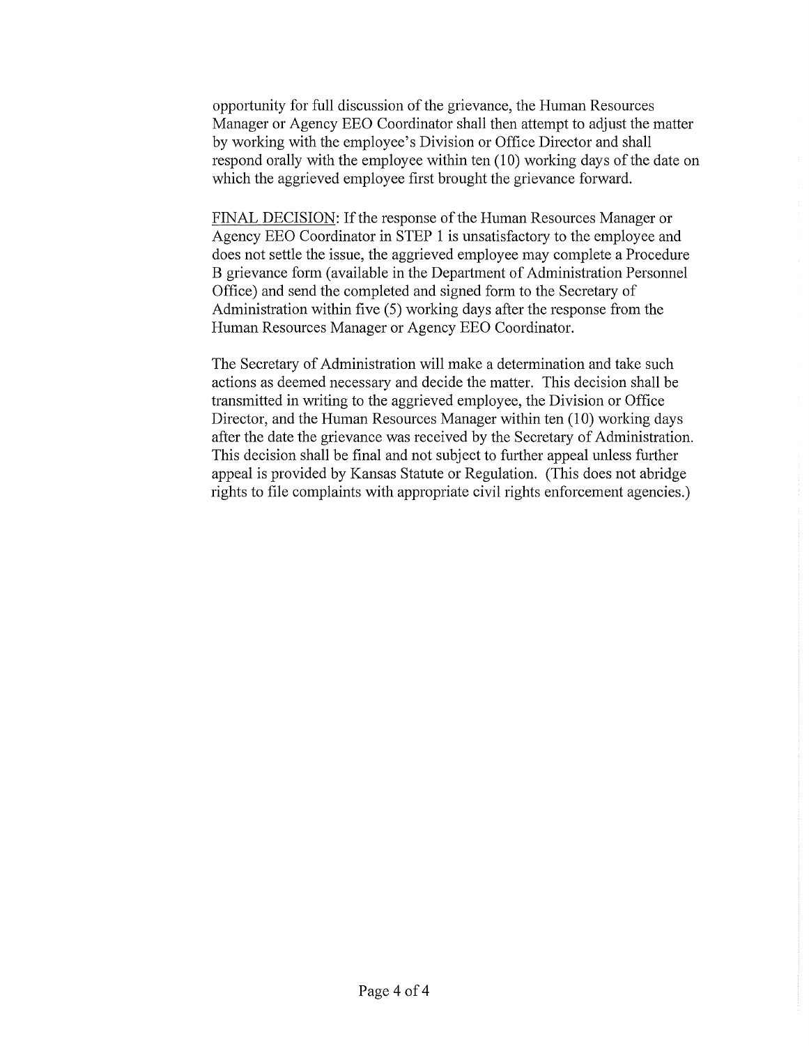opportunity for full discussion of the grievance, the Human Resources Manager or Agency EEO Coordinator shall then attempt to adjust the matter by working with the employee's Division or Office Director and shall respond orally with the employee within ten (10) working days of the date on which the aggrieved employee first brought the grievance forward.

FINAL DECISION: If the response of the Human Resources Manager or Agency EEO Coordinator in STEP 1 is unsatisfactory to the employee and does not settle the issue, the aggrieved employee may complete a Procedure B grievance form (available in the Department of Administration Personnel Office) and send the completed and signed form to the Secretary of Administration within five (5) working days after the response from the Human Resources Manager or Agency EEO Coordinator.

The Secretary of Administration will make a determination and take such actions as deemed necessary and decide the matter. This decision shall be transmitted in writing to the aggrieved employee, the Division or Office Director, and the Human Resources Manager within ten (10) working days after the date the grievance was received by the Secretary of Administration. This decision shall be final and not subject to further appeal unless further appeal is provided by Kansas Statute or Regulation. (This does not abridge rights to file complaints with appropriate civil rights enforcement agencies.)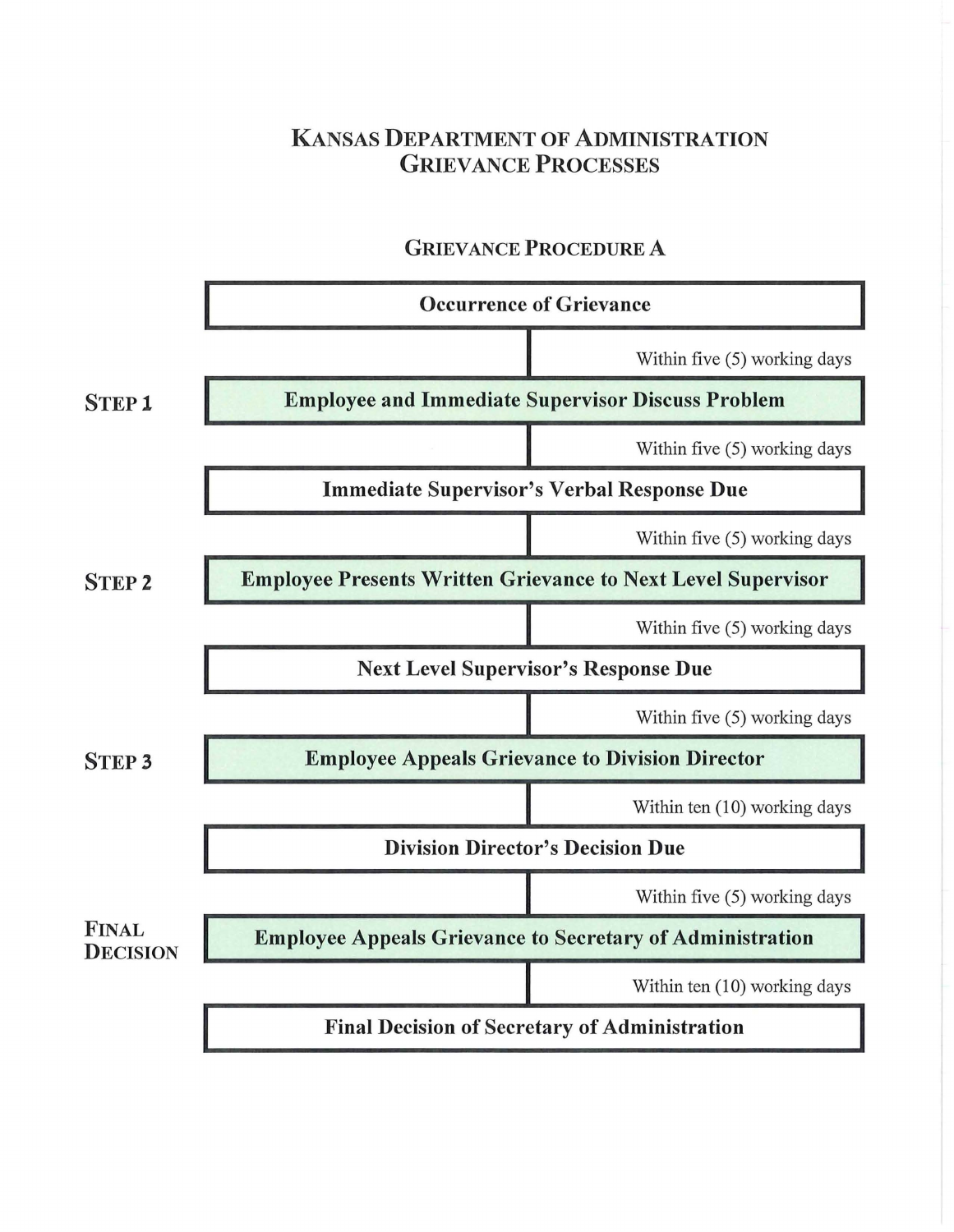# Kansas Department of Administration Grievance Processes

## Grievance Procedure A

**Occurrence of Grievance**

Within five (5) working days

**STEP 1** — **Employee and Immediate Supervisor Discuss Problem**

Within five (5) working days

**Immediate Supervisor's Verbal Response Due**

Within five (5) working days

**STEP 2** — **Employee Presents Written Grievance to Next Level Supervisor**

Within five (5) working days

**Next Level Supervisor's Response Due**

Within five (5) working days

**STEP 3** — **Employee Appeals Grievance to Division Director**

Within ten (10) working days

**Division Director's Decision Due**

Within five (5) working days

**FINAL DECISION** — **Employee Appeals Grievance to Secretary of Administration**

Within ten (10) working days

**Final Decision of Secretary of Administration**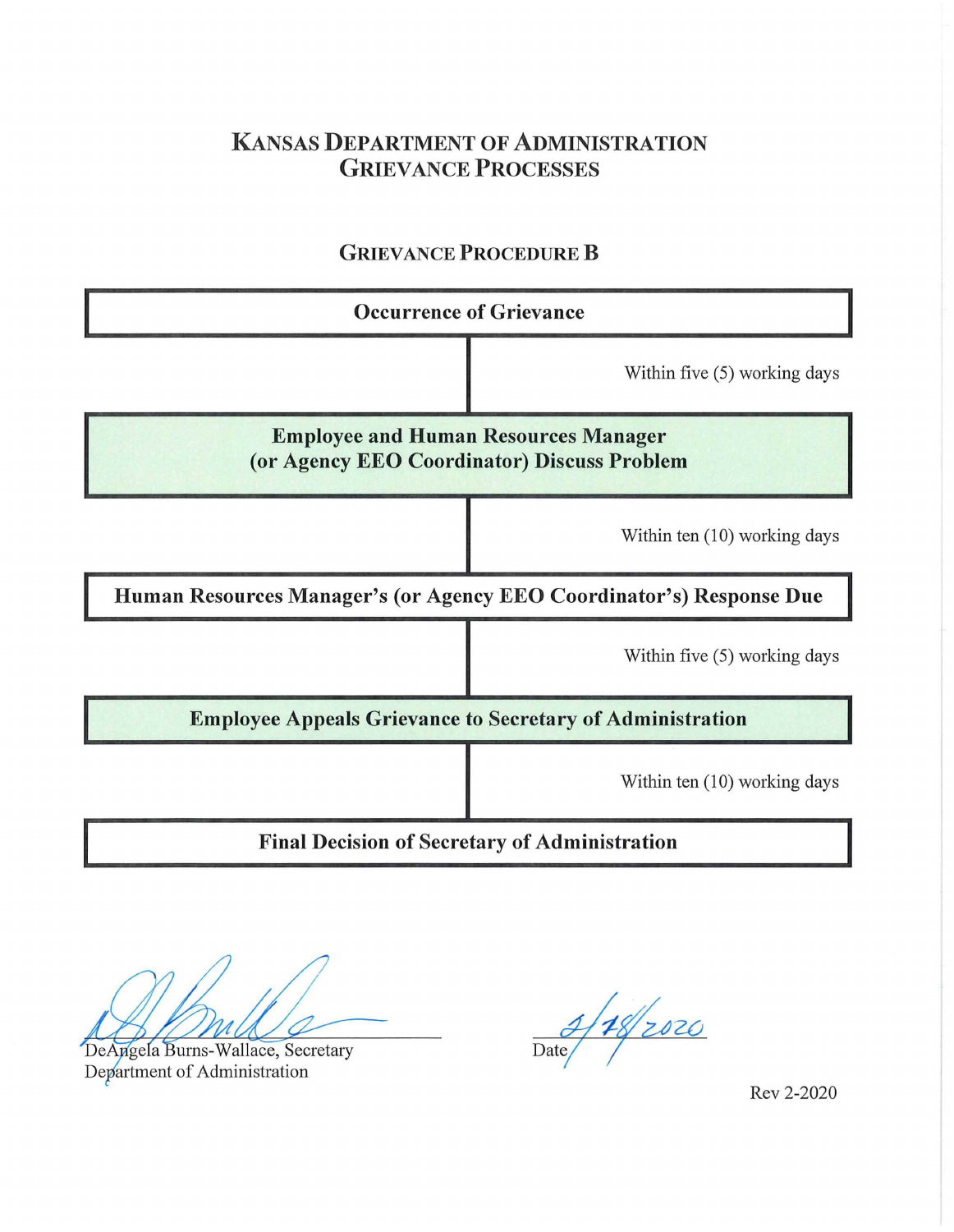# KANSAS DEPARTMENT OF ADMINISTRATION GRIEVANCE PROCESSES

## GRIEVANCE PROCEDURE B

**Occurrence of Grievance**

Within five (5) working days

**Employee and Human Resources Manager (or Agency EEO Coordinator) Discuss Problem**

Within ten (10) working days

**Human Resources Manager's (or Agency EEO Coordinator's) Response Due**

Within five (5) working days

**Employee Appeals Grievance to Secretary of Administration**

Within ten (10) working days

**Final Decision of Secretary of Administration**

DeAngela Burns-Wallace, Secretary
Department of Administration

2/18/2020
Date

Rev 2-2020